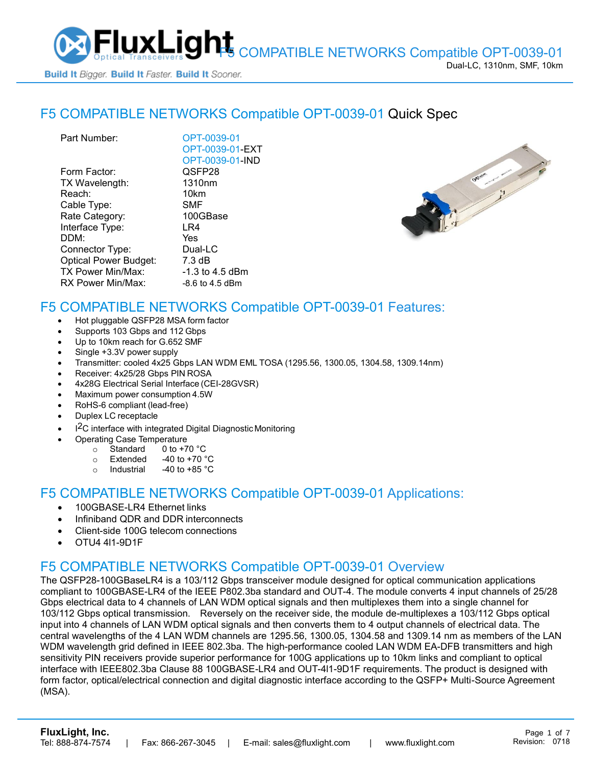# F5 COMPATIBLE NETWORKS Compatible OPT-0039-01 Quick Spec

| | |
|---|---|
| Part Number: | OPT-0039-01<br>OPT-0039-01-EXT<br>OPT-0039-01-IND |
| Form Factor: | QSFP28 |
| TX Wavelength: | 1310nm |
| Reach: | 10km |
| Cable Type: | SMF |
| Rate Category: | 100GBase |
| Interface Type: | LR4 |
| DDM: | Yes |
| Connector Type: | Dual-LC |
| Optical Power Budget: | 7.3 dB |
| TX Power Min/Max: | -1.3 to 4.5 dBm |
| RX Power Min/Max: | -8.6 to 4.5 dBm |

## F5 COMPATIBLE NETWORKS Compatible OPT-0039-01 Features:

- Hot pluggable QSFP28 MSA form factor
- Supports 103 Gbps and 112 Gbps
- Up to 10km reach for G.652 SMF
- Single +3.3V power supply
- Transmitter: cooled 4x25 Gbps LAN WDM EML TOSA (1295.56, 1300.05, 1304.58, 1309.14nm)
- Receiver: 4x25/28 Gbps PIN ROSA
- 4x28G Electrical Serial Interface (CEI-28GVSR)
- Maximum power consumption 4.5W
- RoHS-6 compliant (lead-free)
- Duplex LC receptacle
- I$^2$C interface with integrated Digital Diagnostic Monitoring
- Operating Case Temperature
  - Standard 0 to +70 °C
  - Extended -40 to +70 °C
  - Industrial -40 to +85 °C

## F5 COMPATIBLE NETWORKS Compatible OPT-0039-01 Applications:

- 100GBASE-LR4 Ethernet links
- Infiniband QDR and DDR interconnects
- Client-side 100G telecom connections
- OTU4 4I1-9D1F

## F5 COMPATIBLE NETWORKS Compatible OPT-0039-01 Overview

The QSFP28-100GBaseLR4 is a 103/112 Gbps transceiver module designed for optical communication applications compliant to 100GBASE-LR4 of the IEEE P802.3ba standard and OUT-4. The module converts 4 input channels of 25/28 Gbps electrical data to 4 channels of LAN WDM optical signals and then multiplexes them into a single channel for 103/112 Gbps optical transmission. Reversely on the receiver side, the module de-multiplexes a 103/112 Gbps optical input into 4 channels of LAN WDM optical signals and then converts them to 4 output channels of electrical data. The central wavelengths of the 4 LAN WDM channels are 1295.56, 1300.05, 1304.58 and 1309.14 nm as members of the LAN WDM wavelength grid defined in IEEE 802.3ba. The high-performance cooled LAN WDM EA-DFB transmitters and high sensitivity PIN receivers provide superior performance for 100G applications up to 10km links and compliant to optical interface with IEEE802.3ba Clause 88 100GBASE-LR4 and OUT-4I1-9D1F requirements. The product is designed with form factor, optical/electrical connection and digital diagnostic interface according to the QSFP+ Multi-Source Agreement (MSA).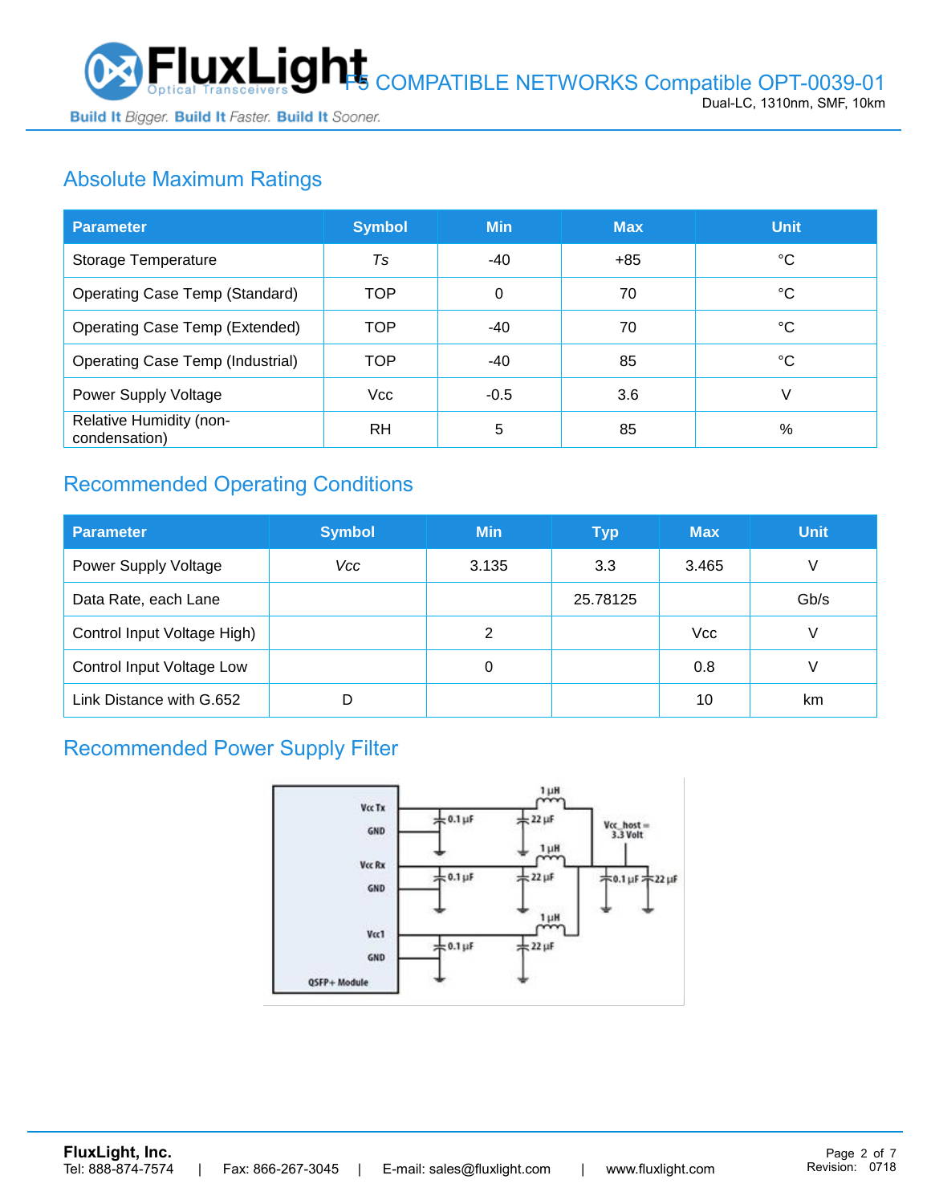## Absolute Maximum Ratings

| Parameter | Symbol | Min | Max | Unit |
|---|---|---|---|---|
| Storage Temperature | *Ts* | -40 | +85 | °C |
| Operating Case Temp (Standard) | TOP | 0 | 70 | °C |
| Operating Case Temp (Extended) | TOP | -40 | 70 | °C |
| Operating Case Temp (Industrial) | TOP | -40 | 85 | °C |
| Power Supply Voltage | Vcc | -0.5 | 3.6 | V |
| Relative Humidity (non-condensation) | RH | 5 | 85 | % |

## Recommended Operating Conditions

| Parameter | Symbol | Min | Typ | Max | Unit |
|---|---|---|---|---|---|
| Power Supply Voltage | *Vcc* | 3.135 | 3.3 | 3.465 | V |
| Data Rate, each Lane | | | 25.78125 | | Gb/s |
| Control Input Voltage High) | | 2 | | Vcc | V |
| Control Input Voltage Low | | 0 | | 0.8 | V |
| Link Distance with G.652 | D | | | 10 | km |

## Recommended Power Supply Filter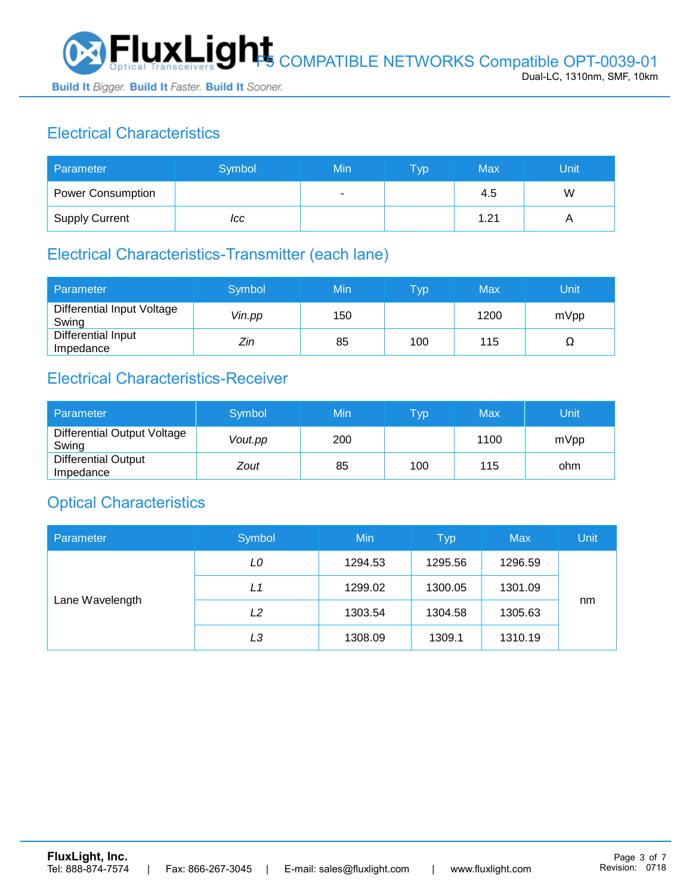## Electrical Characteristics

| Parameter | Symbol | Min | Typ | Max | Unit |
|---|---|---|---|---|---|
| Power Consumption | | - | | 4.5 | W |
| Supply Current | *Icc* | | | 1.21 | A |

## Electrical Characteristics-Transmitter (each lane)

| Parameter | Symbol | Min | Typ | Max | Unit |
|---|---|---|---|---|---|
| Differential Input Voltage Swing | *Vin.pp* | 150 | | 1200 | mVpp |
| Differential Input Impedance | *Zin* | 85 | 100 | 115 | Ω |

## Electrical Characteristics-Receiver

| Parameter | Symbol | Min | Typ | Max | Unit |
|---|---|---|---|---|---|
| Differential Output Voltage Swing | *Vout.pp* | 200 | | 1100 | mVpp |
| Differential Output Impedance | *Zout* | 85 | 100 | 115 | ohm |

## Optical Characteristics

| Parameter | Symbol | Min | Typ | Max | Unit |
|---|---|---|---|---|---|
| Lane Wavelength | *L0* | 1294.53 | 1295.56 | 1296.59 | nm |
| | *L1* | 1299.02 | 1300.05 | 1301.09 | |
| | *L2* | 1303.54 | 1304.58 | 1305.63 | |
| | *L3* | 1308.09 | 1309.1 | 1310.19 | |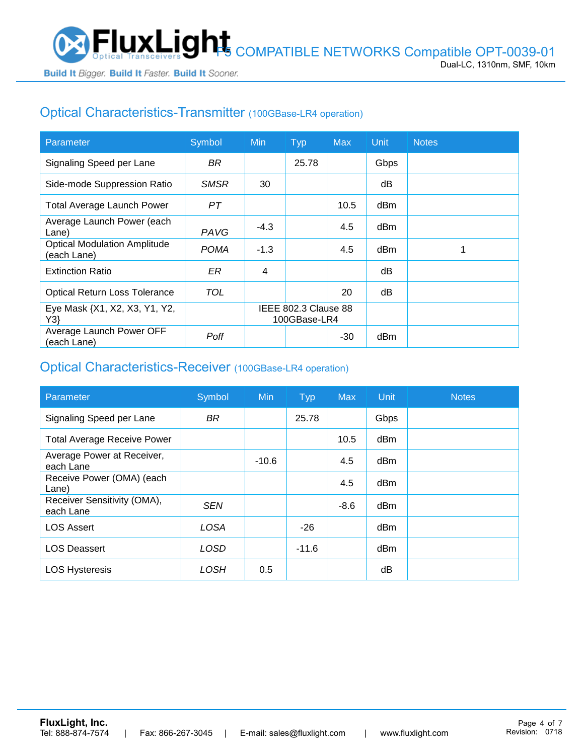## Optical Characteristics-Transmitter (100GBase-LR4 operation)

| Parameter | Symbol | Min | Typ | Max | Unit | Notes |
|---|---|---|---|---|---|---|
| Signaling Speed per Lane | *BR* | | 25.78 | | Gbps | |
| Side-mode Suppression Ratio | *SMSR* | 30 | | | dB | |
| Total Average Launch Power | *PT* | | | 10.5 | dBm | |
| Average Launch Power (each Lane) | *PAVG* | -4.3 | | 4.5 | dBm | |
| Optical Modulation Amplitude (each Lane) | *POMA* | -1.3 | | 4.5 | dBm | 1 |
| Extinction Ratio | *ER* | 4 | | | dB | |
| Optical Return Loss Tolerance | *TOL* | | | 20 | dB | |
| Eye Mask {X1, X2, X3, Y1, Y2, Y3} | | IEEE 802.3 Clause 88 100GBase-LR4 | | | | |
| Average Launch Power OFF (each Lane) | *Poff* | | | -30 | dBm | |

## Optical Characteristics-Receiver (100GBase-LR4 operation)

| Parameter | Symbol | Min | Typ | Max | Unit | Notes |
|---|---|---|---|---|---|---|
| Signaling Speed per Lane | *BR* | | 25.78 | | Gbps | |
| Total Average Receive Power | | | | 10.5 | dBm | |
| Average Power at Receiver, each Lane | | -10.6 | | 4.5 | dBm | |
| Receive Power (OMA) (each Lane) | | | | 4.5 | dBm | |
| Receiver Sensitivity (OMA), each Lane | *SEN* | | | -8.6 | dBm | |
| LOS Assert | *LOSA* | | -26 | | dBm | |
| LOS Deassert | *LOSD* | | -11.6 | | dBm | |
| LOS Hysteresis | *LOSH* | 0.5 | | | dB | |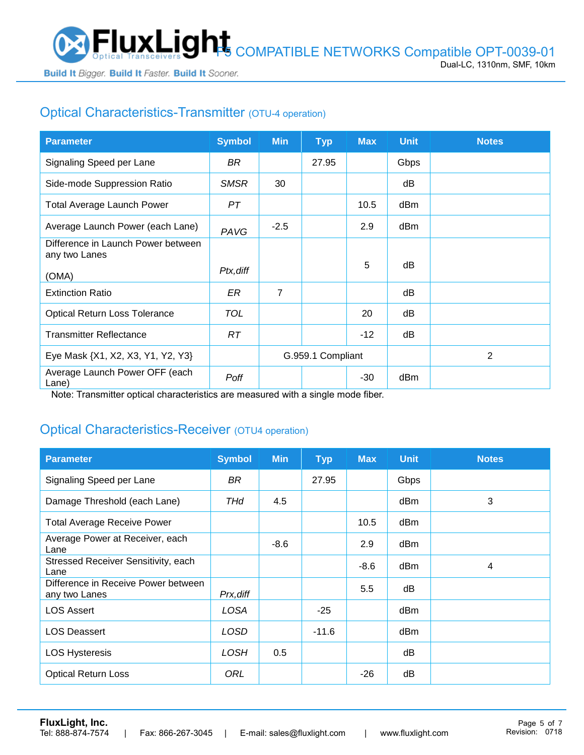## Optical Characteristics-Transmitter (OTU-4 operation)

| Parameter | Symbol | Min | Typ | Max | Unit | Notes |
|---|---|---|---|---|---|---|
| Signaling Speed per Lane | *BR* | | 27.95 | | Gbps | |
| Side-mode Suppression Ratio | *SMSR* | 30 | | | dB | |
| Total Average Launch Power | *PT* | | | 10.5 | dBm | |
| Average Launch Power (each Lane) | *PAVG* | -2.5 | | 2.9 | dBm | |
| Difference in Launch Power between any two Lanes (OMA) | *Ptx,diff* | | | 5 | dB | |
| Extinction Ratio | *ER* | 7 | | | dB | |
| Optical Return Loss Tolerance | *TOL* | | | 20 | dB | |
| Transmitter Reflectance | *RT* | | | -12 | dB | |
| Eye Mask {X1, X2, X3, Y1, Y2, Y3} | | G.959.1 Compliant | | | | 2 |
| Average Launch Power OFF (each Lane) | *Poff* | | | -30 | dBm | |

Note: Transmitter optical characteristics are measured with a single mode fiber.

## Optical Characteristics-Receiver (OTU4 operation)

| Parameter | Symbol | Min | Typ | Max | Unit | Notes |
|---|---|---|---|---|---|---|
| Signaling Speed per Lane | *BR* | | 27.95 | | Gbps | |
| Damage Threshold (each Lane) | *THd* | 4.5 | | | dBm | 3 |
| Total Average Receive Power | | | | 10.5 | dBm | |
| Average Power at Receiver, each Lane | | -8.6 | | 2.9 | dBm | |
| Stressed Receiver Sensitivity, each Lane | | | | -8.6 | dBm | 4 |
| Difference in Receive Power between any two Lanes | *Prx,diff* | | | 5.5 | dB | |
| LOS Assert | *LOSA* | | -25 | | dBm | |
| LOS Deassert | *LOSD* | | -11.6 | | dBm | |
| LOS Hysteresis | *LOSH* | 0.5 | | | dB | |
| Optical Return Loss | *ORL* | | | -26 | dB | |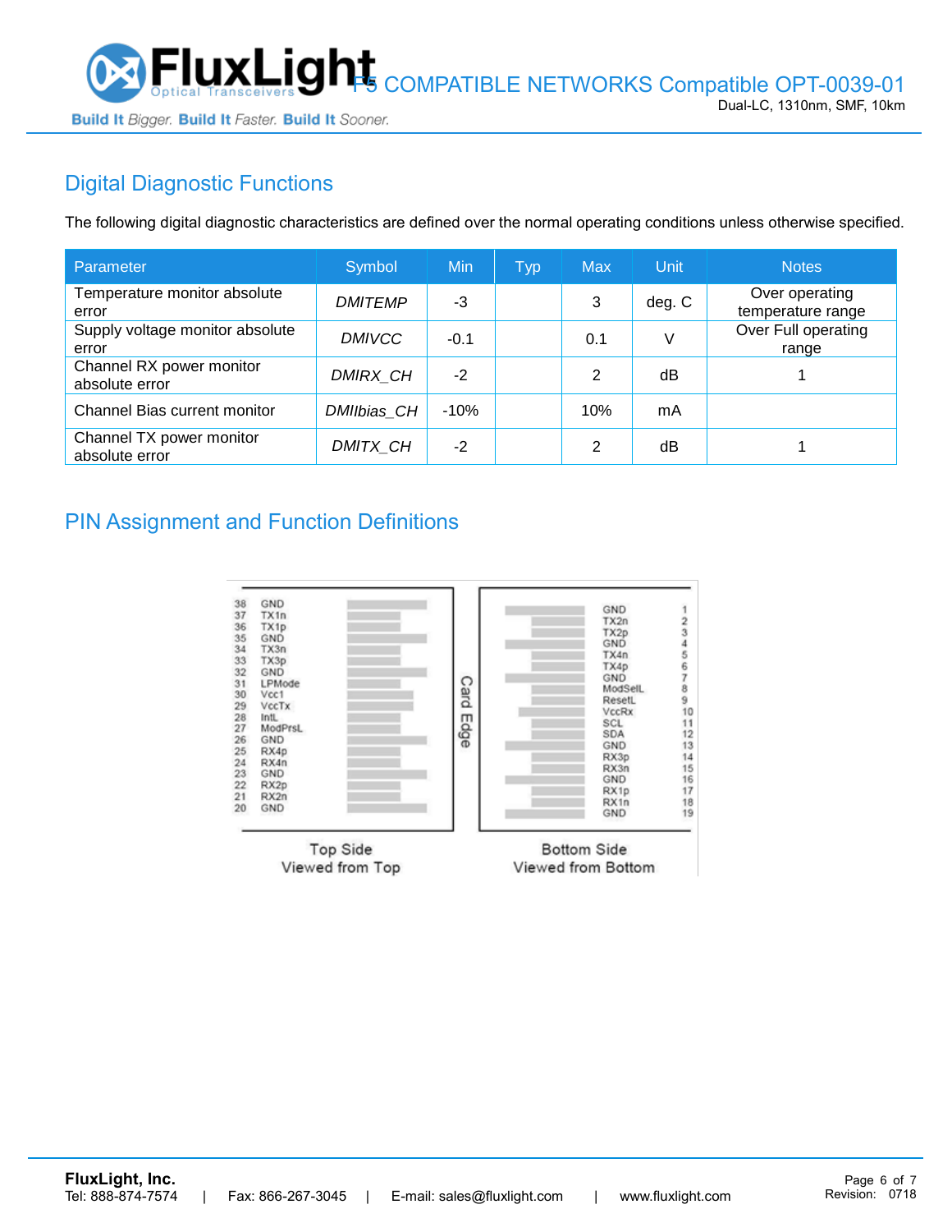## Digital Diagnostic Functions

The following digital diagnostic characteristics are defined over the normal operating conditions unless otherwise specified.

| Parameter | Symbol | Min | Typ | Max | Unit | Notes |
|---|---|---|---|---|---|---|
| Temperature monitor absolute error | *DMITEMP* | -3 | | 3 | deg. C | Over operating temperature range |
| Supply voltage monitor absolute error | *DMIVCC* | -0.1 | | 0.1 | V | Over Full operating range |
| Channel RX power monitor absolute error | *DMIRX_CH* | -2 | | 2 | dB | 1 |
| Channel Bias current monitor | *DMIIbias_CH* | -10% | | 10% | mA | |
| Channel TX power monitor absolute error | *DMITX_CH* | -2 | | 2 | dB | 1 |

## PIN Assignment and Function Definitions

| Top Side Pin | Top Side Signal | Bottom Side Signal | Bottom Side Pin |
|---|---|---|---|
| 38 | GND | GND | 1 |
| 37 | TX1n | TX2n | 2 |
| 36 | TX1p | TX2p | 3 |
| 35 | GND | GND | 4 |
| 34 | TX3n | TX4n | 5 |
| 33 | TX3p | TX4p | 6 |
| 32 | GND | GND | 7 |
| 31 | LPMode | ModSelL | 8 |
| 30 | Vcc1 | ResetL | 9 |
| 29 | VccTx | VccRx | 10 |
| 28 | IntL | SCL | 11 |
| 27 | ModPrsL | SDA | 12 |
| 26 | GND | GND | 13 |
| 25 | RX4p | RX3p | 14 |
| 24 | RX4n | RX3n | 15 |
| 23 | GND | GND | 16 |
| 22 | RX2p | RX1p | 17 |
| 21 | RX2n | RX1n | 18 |
| 20 | GND | GND | 19 |

Card Edge

Top Side
Viewed from Top

Bottom Side
Viewed from Bottom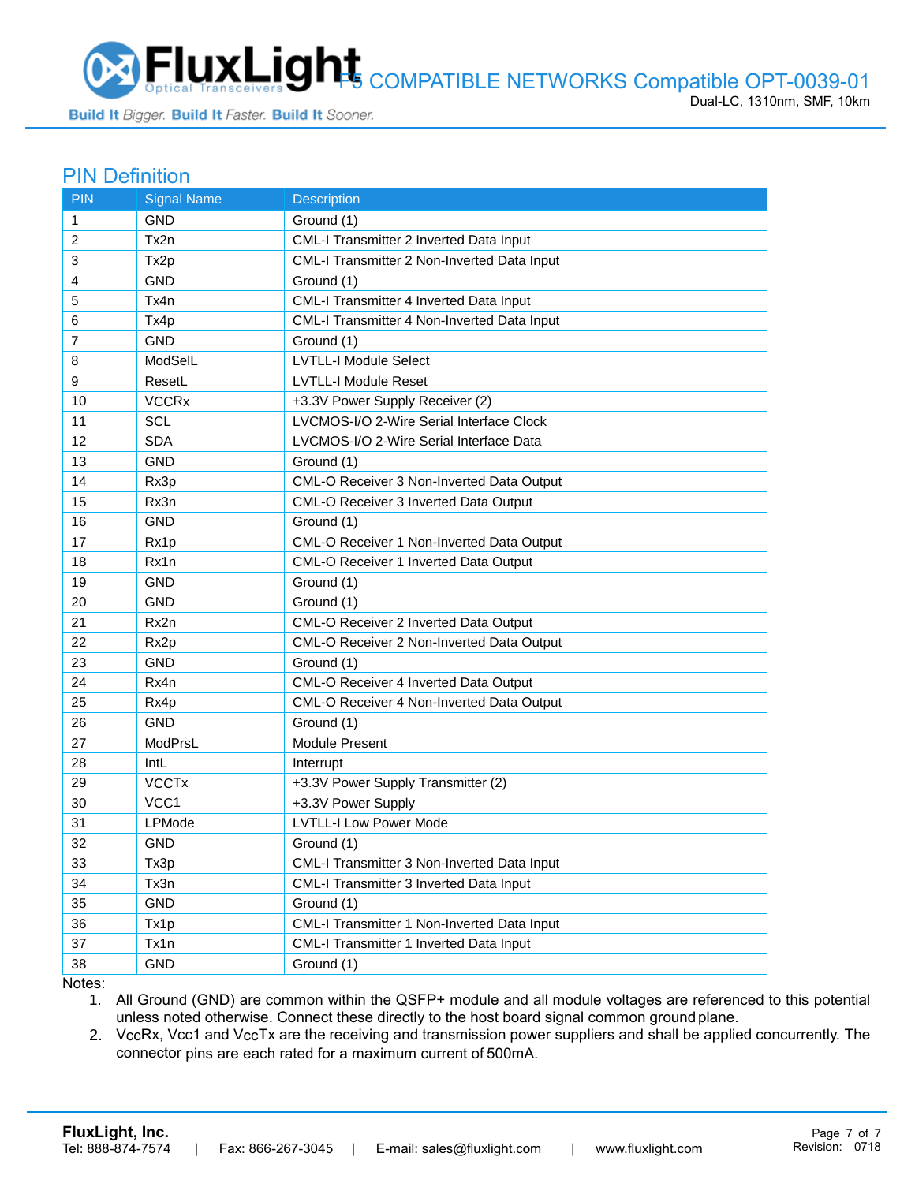## PIN Definition

| PIN | Signal Name | Description |
|---|---|---|
| 1 | GND | Ground (1) |
| 2 | Tx2n | CML-I Transmitter 2 Inverted Data Input |
| 3 | Tx2p | CML-I Transmitter 2 Non-Inverted Data Input |
| 4 | GND | Ground (1) |
| 5 | Tx4n | CML-I Transmitter 4 Inverted Data Input |
| 6 | Tx4p | CML-I Transmitter 4 Non-Inverted Data Input |
| 7 | GND | Ground (1) |
| 8 | ModSelL | LVTLL-I Module Select |
| 9 | ResetL | LVTLL-I Module Reset |
| 10 | VCCRx | +3.3V Power Supply Receiver (2) |
| 11 | SCL | LVCMOS-I/O 2-Wire Serial Interface Clock |
| 12 | SDA | LVCMOS-I/O 2-Wire Serial Interface Data |
| 13 | GND | Ground (1) |
| 14 | Rx3p | CML-O Receiver 3 Non-Inverted Data Output |
| 15 | Rx3n | CML-O Receiver 3 Inverted Data Output |
| 16 | GND | Ground (1) |
| 17 | Rx1p | CML-O Receiver 1 Non-Inverted Data Output |
| 18 | Rx1n | CML-O Receiver 1 Inverted Data Output |
| 19 | GND | Ground (1) |
| 20 | GND | Ground (1) |
| 21 | Rx2n | CML-O Receiver 2 Inverted Data Output |
| 22 | Rx2p | CML-O Receiver 2 Non-Inverted Data Output |
| 23 | GND | Ground (1) |
| 24 | Rx4n | CML-O Receiver 4 Inverted Data Output |
| 25 | Rx4p | CML-O Receiver 4 Non-Inverted Data Output |
| 26 | GND | Ground (1) |
| 27 | ModPrsL | Module Present |
| 28 | IntL | Interrupt |
| 29 | VCCTx | +3.3V Power Supply Transmitter (2) |
| 30 | VCC1 | +3.3V Power Supply |
| 31 | LPMode | LVTLL-I Low Power Mode |
| 32 | GND | Ground (1) |
| 33 | Tx3p | CML-I Transmitter 3 Non-Inverted Data Input |
| 34 | Tx3n | CML-I Transmitter 3 Inverted Data Input |
| 35 | GND | Ground (1) |
| 36 | Tx1p | CML-I Transmitter 1 Non-Inverted Data Input |
| 37 | Tx1n | CML-I Transmitter 1 Inverted Data Input |
| 38 | GND | Ground (1) |

Notes:

1. All Ground (GND) are common within the QSFP+ module and all module voltages are referenced to this potential unless noted otherwise. Connect these directly to the host board signal common ground plane.
2. VccRx, Vcc1 and VccTx are the receiving and transmission power suppliers and shall be applied concurrently. The connector pins are each rated for a maximum current of 500mA.